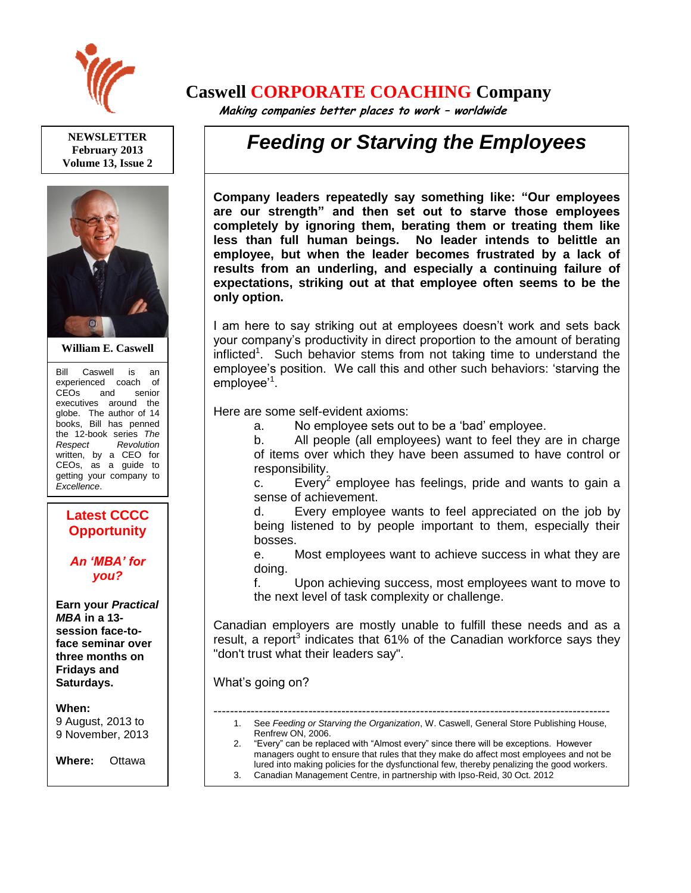# Caswell CORPORATE COACHING Company

*Making companies better places to work – worldwide*

**NEWSLETTER**
**February 2013**
**Volume 13, Issue 2**

**William E. Caswell**

Bill Caswell is an experienced coach of CEOs and senior executives around the globe. The author of 14 books, Bill has penned the 12-book series *The Respect Revolution* written, by a CEO for CEOs, as a guide to getting your company to *Excellence*.

## Latest CCCC Opportunity

### *An 'MBA' for you?*

**Earn your *Practical MBA* in a 13-session face-to-face seminar over three months on Fridays and Saturdays.**

**When:**
9 August, 2013 to
9 November, 2013

**Where:** Ottawa

# *Feeding or Starving the Employees*

**Company leaders repeatedly say something like: "Our employees are our strength" and then set out to starve those employees completely by ignoring them, berating them or treating them like less than full human beings. No leader intends to belittle an employee, but when the leader becomes frustrated by a lack of results from an underling, and especially a continuing failure of expectations, striking out at that employee often seems to be the only option.**

I am here to say striking out at employees doesn't work and sets back your company's productivity in direct proportion to the amount of berating inflicted[1]. Such behavior stems from not taking time to understand the employee's position. We call this and other such behaviors: 'starving the employee'[1].

Here are some self-evident axioms:

a. No employee sets out to be a 'bad' employee.

b. All people (all employees) want to feel they are in charge of items over which they have been assumed to have control or responsibility.

c. Every[2] employee has feelings, pride and wants to gain a sense of achievement.

d. Every employee wants to feel appreciated on the job by being listened to by people important to them, especially their bosses.

e. Most employees want to achieve success in what they are doing.

f. Upon achieving success, most employees want to move to the next level of task complexity or challenge.

Canadian employers are mostly unable to fulfill these needs and as a result, a report[3] indicates that 61% of the Canadian workforce says they "don't trust what their leaders say".

What's going on?

---

1. See *Feeding or Starving the Organization*, W. Caswell, General Store Publishing House, Renfrew ON, 2006.
2. "Every" can be replaced with "Almost every" since there will be exceptions. However managers ought to ensure that rules that they make do affect most employees and not be lured into making policies for the dysfunctional few, thereby penalizing the good workers.
3. Canadian Management Centre, in partnership with Ipso-Reid, 30 Oct. 2012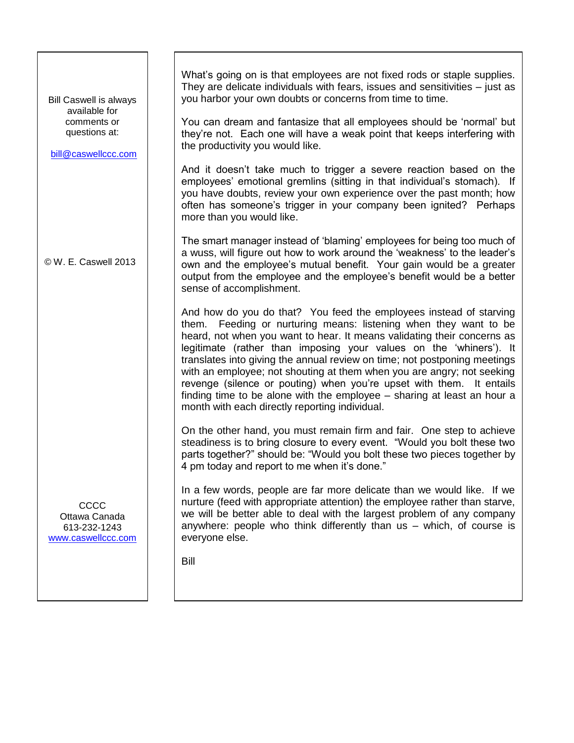Bill Caswell is always available for comments or questions at:

bill@caswellccc.com

© W. E. Caswell 2013

CCCC
Ottawa Canada
613-232-1243
www.caswellccc.com

What's going on is that employees are not fixed rods or staple supplies. They are delicate individuals with fears, issues and sensitivities – just as you harbor your own doubts or concerns from time to time.

You can dream and fantasize that all employees should be 'normal' but they're not. Each one will have a weak point that keeps interfering with the productivity you would like.

And it doesn't take much to trigger a severe reaction based on the employees' emotional gremlins (sitting in that individual's stomach). If you have doubts, review your own experience over the past month; how often has someone's trigger in your company been ignited? Perhaps more than you would like.

The smart manager instead of 'blaming' employees for being too much of a wuss, will figure out how to work around the 'weakness' to the leader's own and the employee's mutual benefit. Your gain would be a greater output from the employee and the employee's benefit would be a better sense of accomplishment.

And how do you do that? You feed the employees instead of starving them. Feeding or nurturing means: listening when they want to be heard, not when you want to hear. It means validating their concerns as legitimate (rather than imposing your values on the 'whiners'). It translates into giving the annual review on time; not postponing meetings with an employee; not shouting at them when you are angry; not seeking revenge (silence or pouting) when you're upset with them. It entails finding time to be alone with the employee – sharing at least an hour a month with each directly reporting individual.

On the other hand, you must remain firm and fair. One step to achieve steadiness is to bring closure to every event. "Would you bolt these two parts together?" should be: "Would you bolt these two pieces together by 4 pm today and report to me when it's done."

In a few words, people are far more delicate than we would like. If we nurture (feed with appropriate attention) the employee rather than starve, we will be better able to deal with the largest problem of any company anywhere: people who think differently than us – which, of course is everyone else.

Bill